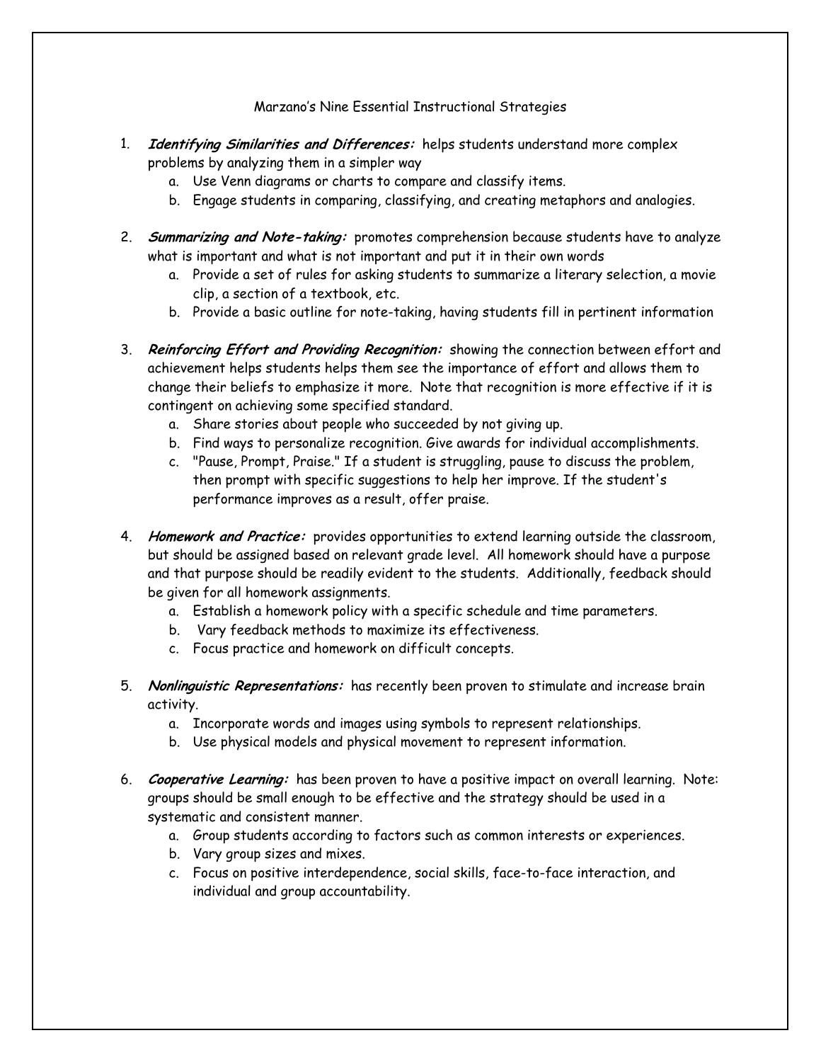# Marzano's Nine Essential Instructional Strategies

1. ***Identifying Similarities and Differences:*** helps students understand more complex problems by analyzing them in a simpler way
    a. Use Venn diagrams or charts to compare and classify items.
    b. Engage students in comparing, classifying, and creating metaphors and analogies.

2. ***Summarizing and Note-taking:*** promotes comprehension because students have to analyze what is important and what is not important and put it in their own words
    a. Provide a set of rules for asking students to summarize a literary selection, a movie clip, a section of a textbook, etc.
    b. Provide a basic outline for note-taking, having students fill in pertinent information

3. ***Reinforcing Effort and Providing Recognition:*** showing the connection between effort and achievement helps students helps them see the importance of effort and allows them to change their beliefs to emphasize it more. Note that recognition is more effective if it is contingent on achieving some specified standard.
    a. Share stories about people who succeeded by not giving up.
    b. Find ways to personalize recognition. Give awards for individual accomplishments.
    c. "Pause, Prompt, Praise." If a student is struggling, pause to discuss the problem, then prompt with specific suggestions to help her improve. If the student's performance improves as a result, offer praise.

4. ***Homework and Practice:*** provides opportunities to extend learning outside the classroom, but should be assigned based on relevant grade level. All homework should have a purpose and that purpose should be readily evident to the students. Additionally, feedback should be given for all homework assignments.
    a. Establish a homework policy with a specific schedule and time parameters.
    b. Vary feedback methods to maximize its effectiveness.
    c. Focus practice and homework on difficult concepts.

5. ***Nonlinguistic Representations:*** has recently been proven to stimulate and increase brain activity.
    a. Incorporate words and images using symbols to represent relationships.
    b. Use physical models and physical movement to represent information.

6. ***Cooperative Learning:*** has been proven to have a positive impact on overall learning. Note: groups should be small enough to be effective and the strategy should be used in a systematic and consistent manner.
    a. Group students according to factors such as common interests or experiences.
    b. Vary group sizes and mixes.
    c. Focus on positive interdependence, social skills, face-to-face interaction, and individual and group accountability.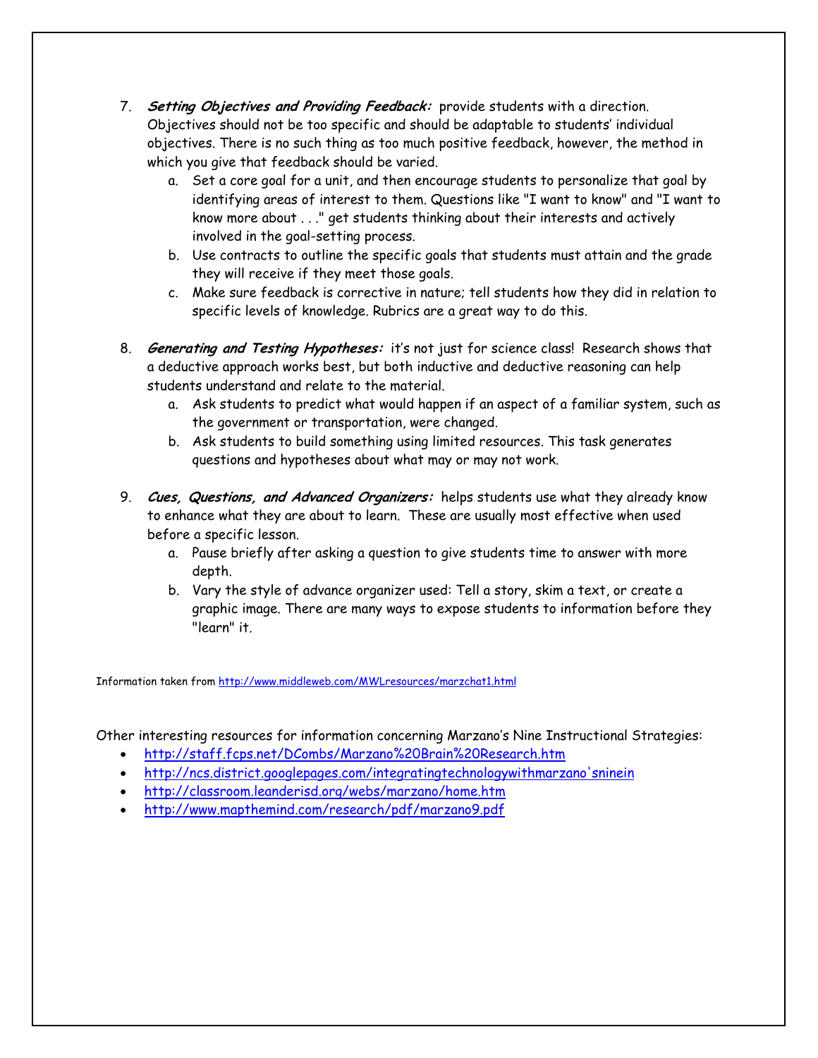7. ***Setting Objectives and Providing Feedback:*** provide students with a direction. Objectives should not be too specific and should be adaptable to students' individual objectives. There is no such thing as too much positive feedback, however, the method in which you give that feedback should be varied.
   a. Set a core goal for a unit, and then encourage students to personalize that goal by identifying areas of interest to them. Questions like "I want to know" and "I want to know more about . . ." get students thinking about their interests and actively involved in the goal-setting process.
   b. Use contracts to outline the specific goals that students must attain and the grade they will receive if they meet those goals.
   c. Make sure feedback is corrective in nature; tell students how they did in relation to specific levels of knowledge. Rubrics are a great way to do this.

8. ***Generating and Testing Hypotheses:*** it's not just for science class! Research shows that a deductive approach works best, but both inductive and deductive reasoning can help students understand and relate to the material.
   a. Ask students to predict what would happen if an aspect of a familiar system, such as the government or transportation, were changed.
   b. Ask students to build something using limited resources. This task generates questions and hypotheses about what may or may not work.

9. ***Cues, Questions, and Advanced Organizers:*** helps students use what they already know to enhance what they are about to learn. These are usually most effective when used before a specific lesson.
   a. Pause briefly after asking a question to give students time to answer with more depth.
   b. Vary the style of advance organizer used: Tell a story, skim a text, or create a graphic image. There are many ways to expose students to information before they "learn" it.

Information taken from http://www.middleweb.com/MWLresources/marzchat1.html

Other interesting resources for information concerning Marzano's Nine Instructional Strategies:

- http://staff.fcps.net/DCombs/Marzano%20Brain%20Research.htm
- http://ncs.district.googlepages.com/integratingtechnologywithmarzano'sninein
- http://classroom.leanderisd.org/webs/marzano/home.htm
- http://www.mapthemind.com/research/pdf/marzano9.pdf